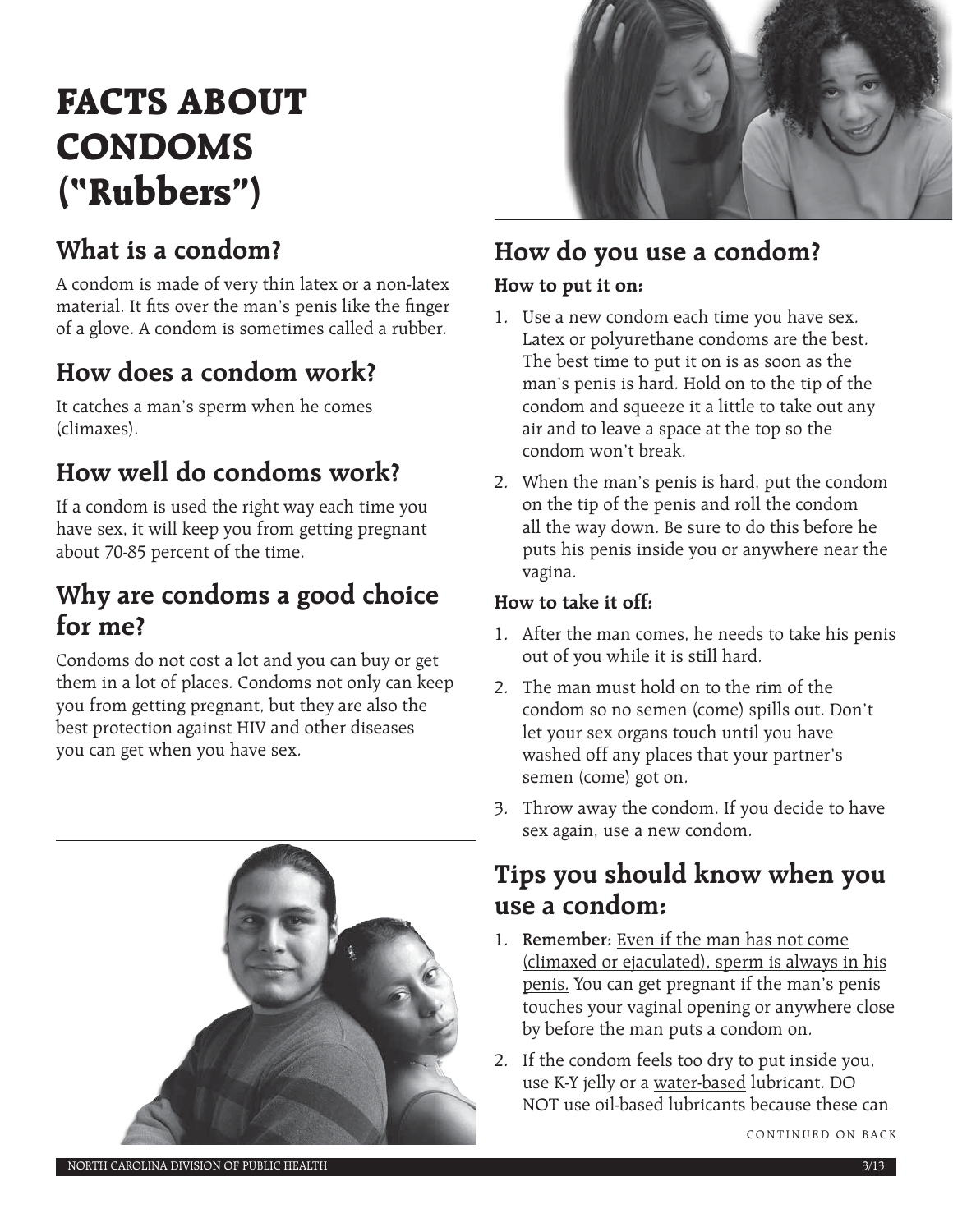# FACTS ABOUT CONDOMS ("Rubbers")

## What is a condom?

A condom is made of very thin latex or a non-latex material. It fits over the man's penis like the finger of a glove. A condom is sometimes called a rubber.

## How does a condom work?

It catches a man's sperm when he comes (climaxes).

## How well do condoms work?

If a condom is used the right way each time you have sex, it will keep you from getting pregnant about 70-85 percent of the time.

## Why are condoms a good choice for me?

Condoms do not cost a lot and you can buy or get them in a lot of places. Condoms not only can keep you from getting pregnant, but they are also the best protection against HIV and other diseases you can get when you have sex.

## How do you use a condom?

**How to put it on:**

1. Use a new condom each time you have sex. Latex or polyurethane condoms are the best. The best time to put it on is as soon as the man's penis is hard. Hold on to the tip of the condom and squeeze it a little to take out any air and to leave a space at the top so the condom won't break.
2. When the man's penis is hard, put the condom on the tip of the penis and roll the condom all the way down. Be sure to do this before he puts his penis inside you or anywhere near the vagina.

**How to take it off:**

1. After the man comes, he needs to take his penis out of you while it is still hard.
2. The man must hold on to the rim of the condom so no semen (come) spills out. Don't let your sex organs touch until you have washed off any places that your partner's semen (come) got on.
3. Throw away the condom. If you decide to have sex again, use a new condom.

## Tips you should know when you use a condom:

1. **Remember:** Even if the man has not come (climaxed or ejaculated), sperm is always in his penis. You can get pregnant if the man's penis touches your vaginal opening or anywhere close by before the man puts a condom on.
2. If the condom feels too dry to put inside you, use K-Y jelly or a water-based lubricant. DO NOT use oil-based lubricants because these can

CONTINUED ON BACK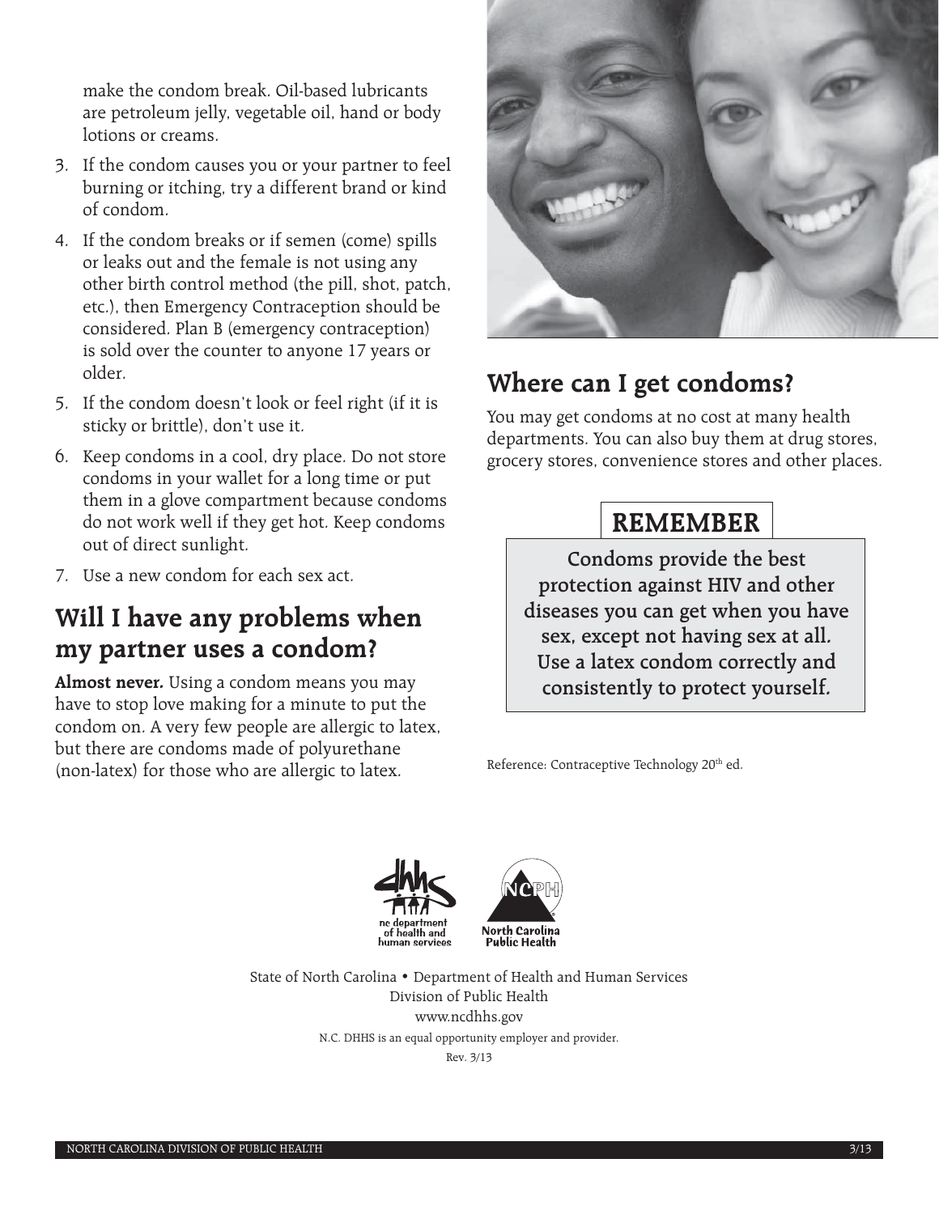make the condom break. Oil-based lubricants are petroleum jelly, vegetable oil, hand or body lotions or creams.

3. If the condom causes you or your partner to feel burning or itching, try a different brand or kind of condom.
4. If the condom breaks or if semen (come) spills or leaks out and the female is not using any other birth control method (the pill, shot, patch, etc.), then Emergency Contraception should be considered. Plan B (emergency contraception) is sold over the counter to anyone 17 years or older.
5. If the condom doesn't look or feel right (if it is sticky or brittle), don't use it.
6. Keep condoms in a cool, dry place. Do not store condoms in your wallet for a long time or put them in a glove compartment because condoms do not work well if they get hot. Keep condoms out of direct sunlight.
7. Use a new condom for each sex act.

## Will I have any problems when my partner uses a condom?

**Almost never.** Using a condom means you may have to stop love making for a minute to put the condom on. A very few people are allergic to latex, but there are condoms made of polyurethane (non-latex) for those who are allergic to latex.

## Where can I get condoms?

You may get condoms at no cost at many health departments. You can also buy them at drug stores, grocery stores, convenience stores and other places.

### REMEMBER

**Condoms provide the best protection against HIV and other diseases you can get when you have sex, except not having sex at all. Use a latex condom correctly and consistently to protect yourself.**

Reference: Contraceptive Technology 20th ed.

nc department of health and human services

North Carolina Public Health

State of North Carolina • Department of Health and Human Services
Division of Public Health
www.ncdhhs.gov
N.C. DHHS is an equal opportunity employer and provider.
Rev. 3/13